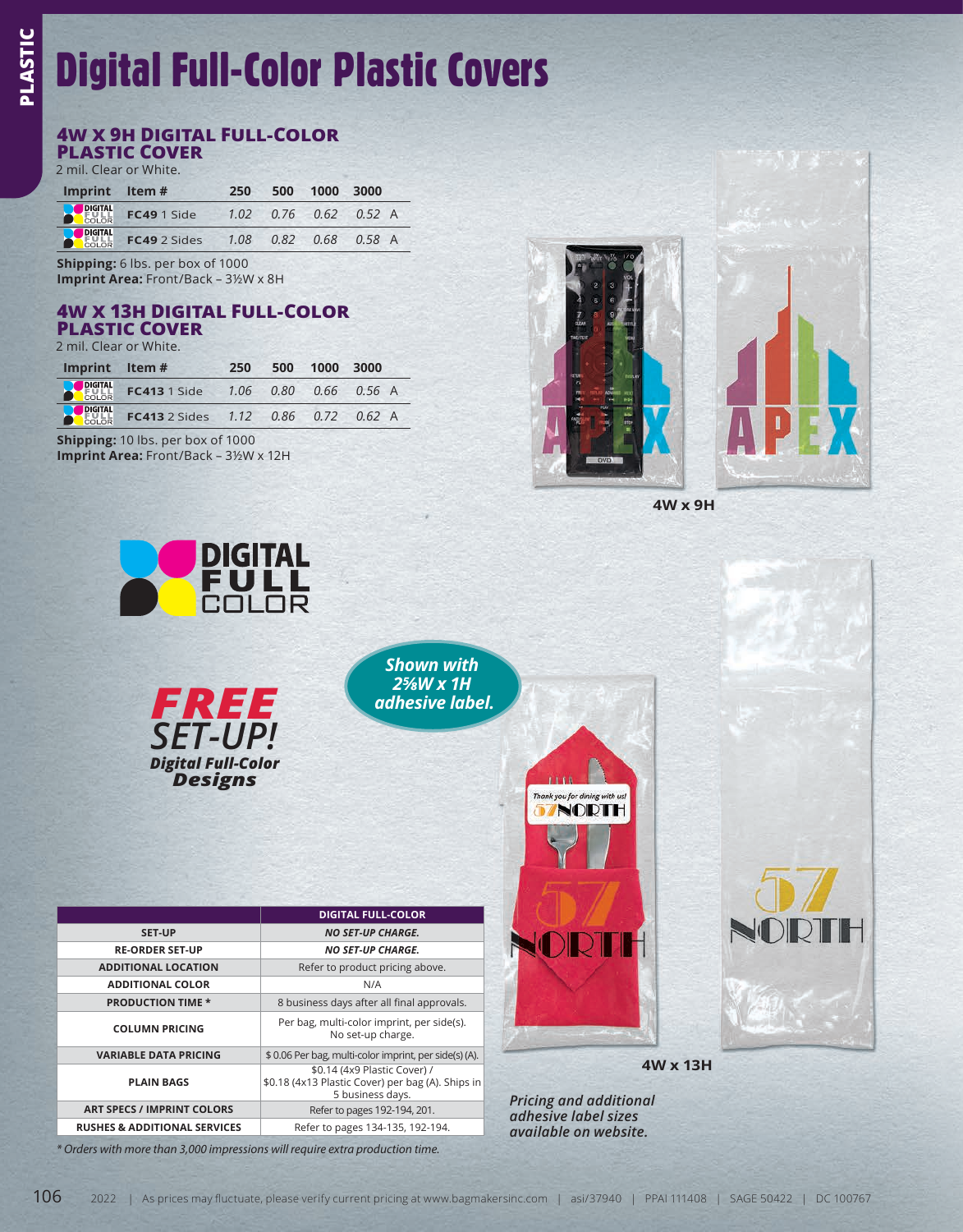# Digital Full-Color Plastic Covers

## 4W x 9H Digital Full-Color Plastic Cover

2 mil. Clear or White.

| Imprint | Item # | 250 | 500 | 1000 | 3000 | |
|---|---|---|---|---|---|---|
| DIGITAL FULL COLOR | **FC49** 1 Side | *1.02* | *0.76* | *0.62* | *0.52* | A |
| DIGITAL FULL COLOR | **FC49** 2 Sides | *1.08* | *0.82* | *0.68* | *0.58* | A |

**Shipping:** 6 lbs. per box of 1000
**Imprint Area:** Front/Back – 3½W x 8H

## 4W x 13H Digital Full-Color Plastic Cover

2 mil. Clear or White.

| Imprint | Item # | 250 | 500 | 1000 | 3000 | |
|---|---|---|---|---|---|---|
| DIGITAL FULL COLOR | **FC413** 1 Side | *1.06* | *0.80* | *0.66* | *0.56* | A |
| DIGITAL FULL COLOR | **FC413** 2 Sides | *1.12* | *0.86* | *0.72* | *0.62* | A |

**Shipping:** 10 lbs. per box of 1000
**Imprint Area:** Front/Back – 3½W x 12H

4W x 9H

DIGITAL FULL COLOR

***FREE SET-UP!* Digital Full-Color Designs**

*Shown with 2⅝W x 1H adhesive label.*

| | DIGITAL FULL-COLOR |
|---|---|
| SET-UP | *NO SET-UP CHARGE.* |
| RE-ORDER SET-UP | *NO SET-UP CHARGE.* |
| ADDITIONAL LOCATION | Refer to product pricing above. |
| ADDITIONAL COLOR | N/A |
| PRODUCTION TIME * | 8 business days after all final approvals. |
| COLUMN PRICING | Per bag, multi-color imprint, per side(s). No set-up charge. |
| VARIABLE DATA PRICING | $ 0.06 Per bag, multi-color imprint, per side(s) (A). |
| PLAIN BAGS | $0.14 (4x9 Plastic Cover) / $0.18 (4x13 Plastic Cover) per bag (A). Ships in 5 business days. |
| ART SPECS / IMPRINT COLORS | Refer to pages 192-194, 201. |
| RUSHES & ADDITIONAL SERVICES | Refer to pages 134-135, 192-194. |

*\* Orders with more than 3,000 impressions will require extra production time.*

4W x 13H

*Pricing and additional adhesive label sizes available on website.*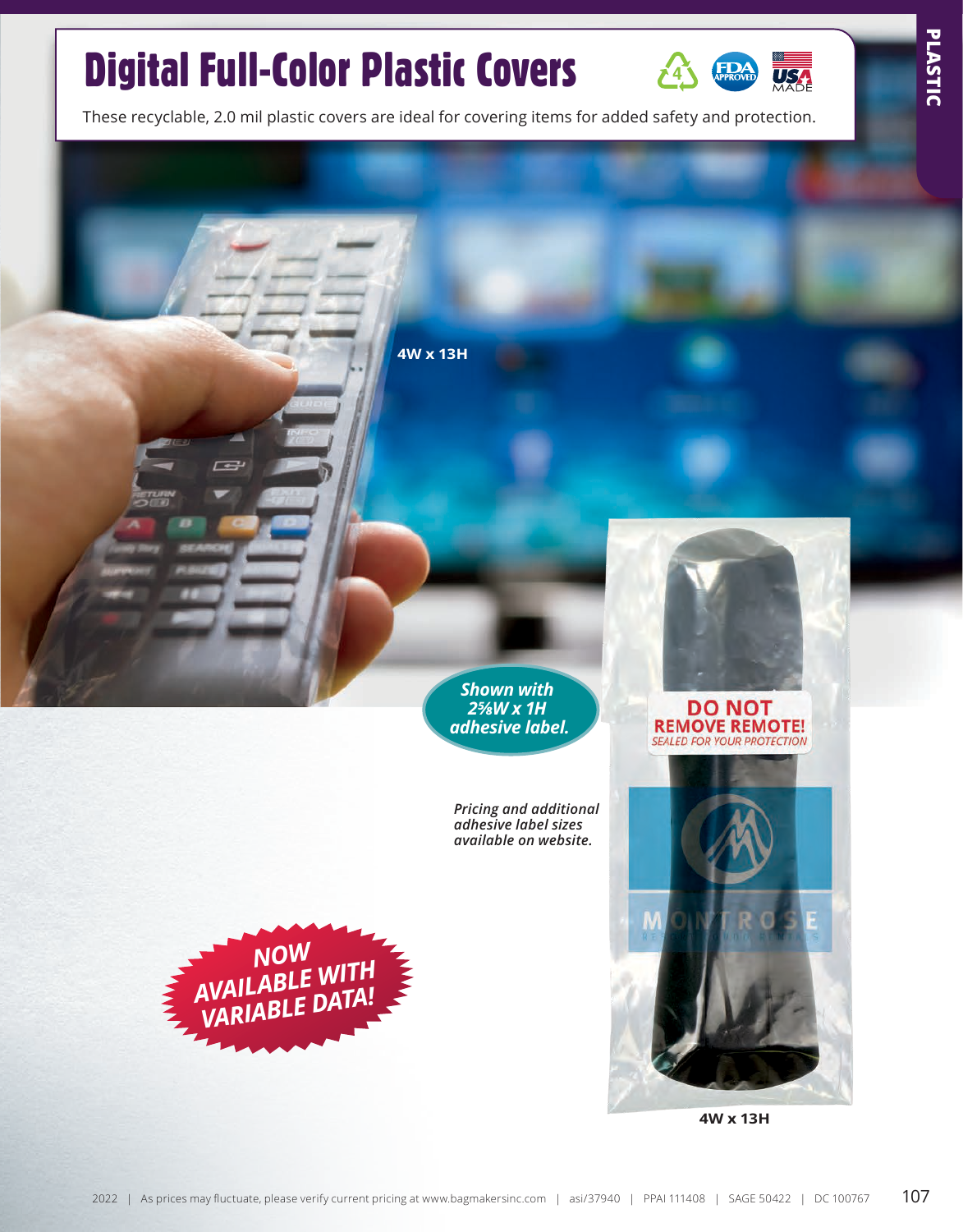# Digital Full-Color Plastic Covers

These recyclable, 2.0 mil plastic covers are ideal for covering items for added safety and protection.

4W x 13H

***Shown with 2⅝W x 1H adhesive label.***

***Pricing and additional adhesive label sizes available on website.***

DO NOT REMOVE REMOTE!
SEALED FOR YOUR PROTECTION

4W x 13H

***NOW AVAILABLE WITH VARIABLE DATA!***

2022 | As prices may fluctuate, please verify current pricing at www.bagmakersinc.com | asi/37940 | PPAI 111408 | SAGE 50422 | DC 100767